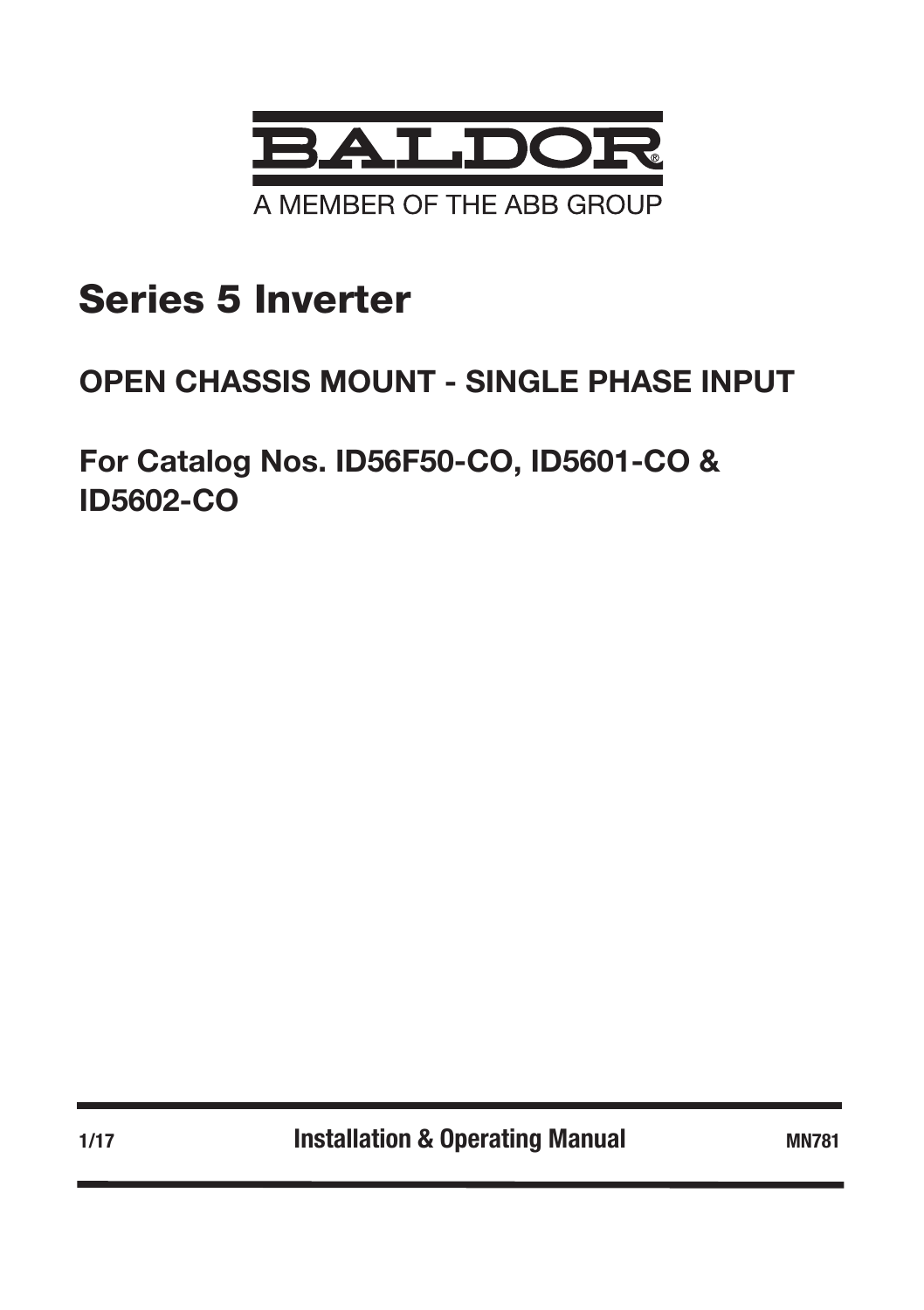BALDOR®

A MEMBER OF THE ABB GROUP

# Series 5 Inverter

## OPEN CHASSIS MOUNT - SINGLE PHASE INPUT

## For Catalog Nos. ID56F50-CO, ID5601-CO & ID5602-CO

1/17 **Installation & Operating Manual** MN781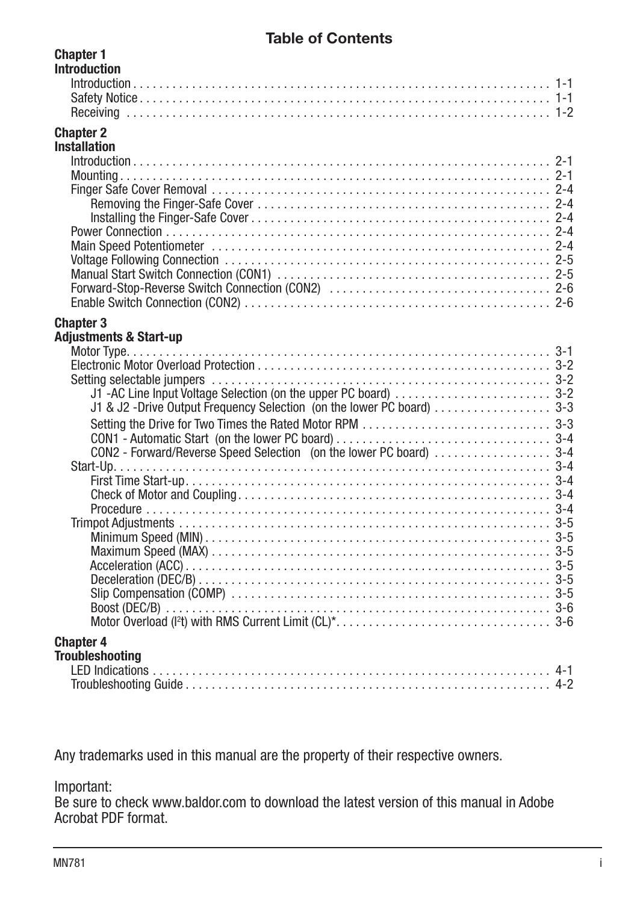# Table of Contents

**Chapter 1**
**Introduction**

Introduction . . . . . . . . . . . . . . . . . . . . . . . . . . . . . . . . . . . . . . . . . . . . . . . . . . . . . . . . . . . . . . . . 1-1
Safety Notice . . . . . . . . . . . . . . . . . . . . . . . . . . . . . . . . . . . . . . . . . . . . . . . . . . . . . . . . . . . . . . . 1-1
Receiving . . . . . . . . . . . . . . . . . . . . . . . . . . . . . . . . . . . . . . . . . . . . . . . . . . . . . . . . . . . . . . . . . 1-2

**Chapter 2**
**Installation**

Introduction . . . . . . . . . . . . . . . . . . . . . . . . . . . . . . . . . . . . . . . . . . . . . . . . . . . . . . . . . . . . . . . . 2-1
Mounting . . . . . . . . . . . . . . . . . . . . . . . . . . . . . . . . . . . . . . . . . . . . . . . . . . . . . . . . . . . . . . . . . . 2-1
Finger Safe Cover Removal . . . . . . . . . . . . . . . . . . . . . . . . . . . . . . . . . . . . . . . . . . . . . . . . . . . . . 2-4
  Removing the Finger-Safe Cover . . . . . . . . . . . . . . . . . . . . . . . . . . . . . . . . . . . . . . . . . . . . . . 2-4
  Installing the Finger-Safe Cover . . . . . . . . . . . . . . . . . . . . . . . . . . . . . . . . . . . . . . . . . . . . . . . 2-4
Power Connection . . . . . . . . . . . . . . . . . . . . . . . . . . . . . . . . . . . . . . . . . . . . . . . . . . . . . . . . . . . 2-4
Main Speed Potentiometer . . . . . . . . . . . . . . . . . . . . . . . . . . . . . . . . . . . . . . . . . . . . . . . . . . . . 2-4
Voltage Following Connection . . . . . . . . . . . . . . . . . . . . . . . . . . . . . . . . . . . . . . . . . . . . . . . . . . 2-5
Manual Start Switch Connection (CON1) . . . . . . . . . . . . . . . . . . . . . . . . . . . . . . . . . . . . . . . . . . 2-5
Forward-Stop-Reverse Switch Connection (CON2) . . . . . . . . . . . . . . . . . . . . . . . . . . . . . . . . . . 2-6
Enable Switch Connection (CON2) . . . . . . . . . . . . . . . . . . . . . . . . . . . . . . . . . . . . . . . . . . . . . . . 2-6

**Chapter 3**
**Adjustments & Start-up**

Motor Type . . . . . . . . . . . . . . . . . . . . . . . . . . . . . . . . . . . . . . . . . . . . . . . . . . . . . . . . . . . . . . . . . 3-1
Electronic Motor Overload Protection . . . . . . . . . . . . . . . . . . . . . . . . . . . . . . . . . . . . . . . . . . . . . 3-2
Setting selectable jumpers . . . . . . . . . . . . . . . . . . . . . . . . . . . . . . . . . . . . . . . . . . . . . . . . . . . . 3-2
  J1 -AC Line Input Voltage Selection (on the upper PC board) . . . . . . . . . . . . . . . . . . . . . . . . 3-2
  J1 & J2 -Drive Output Frequency Selection (on the lower PC board) . . . . . . . . . . . . . . . . . . 3-3
  Setting the Drive for Two Times the Rated Motor RPM . . . . . . . . . . . . . . . . . . . . . . . . . . . . . 3-3
  CON1 - Automatic Start (on the lower PC board) . . . . . . . . . . . . . . . . . . . . . . . . . . . . . . . . . 3-4
  CON2 - Forward/Reverse Speed Selection (on the lower PC board) . . . . . . . . . . . . . . . . . . 3-4
Start-Up . . . . . . . . . . . . . . . . . . . . . . . . . . . . . . . . . . . . . . . . . . . . . . . . . . . . . . . . . . . . . . . . . . . 3-4
  First Time Start-up . . . . . . . . . . . . . . . . . . . . . . . . . . . . . . . . . . . . . . . . . . . . . . . . . . . . . . . . 3-4
  Check of Motor and Coupling . . . . . . . . . . . . . . . . . . . . . . . . . . . . . . . . . . . . . . . . . . . . . . . . 3-4
  Procedure . . . . . . . . . . . . . . . . . . . . . . . . . . . . . . . . . . . . . . . . . . . . . . . . . . . . . . . . . . . . . . 3-4
Trimpot Adjustments . . . . . . . . . . . . . . . . . . . . . . . . . . . . . . . . . . . . . . . . . . . . . . . . . . . . . . . . . 3-5
  Minimum Speed (MIN) . . . . . . . . . . . . . . . . . . . . . . . . . . . . . . . . . . . . . . . . . . . . . . . . . . . . . . 3-5
  Maximum Speed (MAX) . . . . . . . . . . . . . . . . . . . . . . . . . . . . . . . . . . . . . . . . . . . . . . . . . . . . . 3-5
  Acceleration (ACC) . . . . . . . . . . . . . . . . . . . . . . . . . . . . . . . . . . . . . . . . . . . . . . . . . . . . . . . . 3-5
  Deceleration (DEC/B) . . . . . . . . . . . . . . . . . . . . . . . . . . . . . . . . . . . . . . . . . . . . . . . . . . . . . . 3-5
  Slip Compensation (COMP) . . . . . . . . . . . . . . . . . . . . . . . . . . . . . . . . . . . . . . . . . . . . . . . . . 3-5
  Boost (DEC/B) . . . . . . . . . . . . . . . . . . . . . . . . . . . . . . . . . . . . . . . . . . . . . . . . . . . . . . . . . . . 3-6
  Motor Overload ($I^2t$) with RMS Current Limit (CL)* . . . . . . . . . . . . . . . . . . . . . . . . . . . . . . . 3-6

**Chapter 4**
**Troubleshooting**

LED Indications . . . . . . . . . . . . . . . . . . . . . . . . . . . . . . . . . . . . . . . . . . . . . . . . . . . . . . . . . . . . 4-1
Troubleshooting Guide . . . . . . . . . . . . . . . . . . . . . . . . . . . . . . . . . . . . . . . . . . . . . . . . . . . . . . . 4-2

Any trademarks used in this manual are the property of their respective owners.

Important:
Be sure to check www.baldor.com to download the latest version of this manual in Adobe Acrobat PDF format.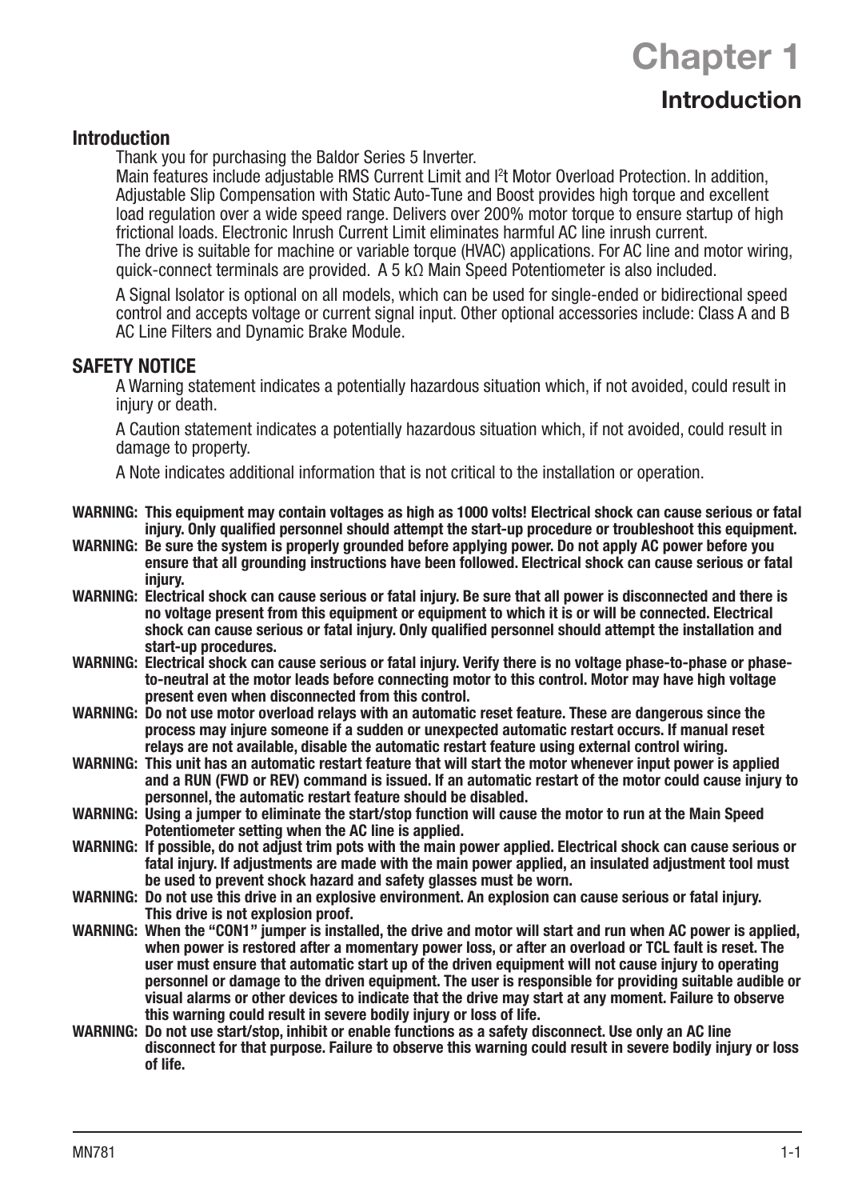# Chapter 1

## Introduction

### Introduction

Thank you for purchasing the Baldor Series 5 Inverter.

Main features include adjustable RMS Current Limit and $I^2t$ Motor Overload Protection. In addition, Adjustable Slip Compensation with Static Auto-Tune and Boost provides high torque and excellent load regulation over a wide speed range. Delivers over 200% motor torque to ensure startup of high frictional loads. Electronic Inrush Current Limit eliminates harmful AC line inrush current.

The drive is suitable for machine or variable torque (HVAC) applications. For AC line and motor wiring, quick-connect terminals are provided. A 5 kΩ Main Speed Potentiometer is also included.

A Signal Isolator is optional on all models, which can be used for single-ended or bidirectional speed control and accepts voltage or current signal input. Other optional accessories include: Class A and B AC Line Filters and Dynamic Brake Module.

### SAFETY NOTICE

A Warning statement indicates a potentially hazardous situation which, if not avoided, could result in injury or death.

A Caution statement indicates a potentially hazardous situation which, if not avoided, could result in damage to property.

A Note indicates additional information that is not critical to the installation or operation.

**WARNING: This equipment may contain voltages as high as 1000 volts! Electrical shock can cause serious or fatal injury. Only qualified personnel should attempt the start-up procedure or troubleshoot this equipment.**

**WARNING: Be sure the system is properly grounded before applying power. Do not apply AC power before you ensure that all grounding instructions have been followed. Electrical shock can cause serious or fatal injury.**

**WARNING: Electrical shock can cause serious or fatal injury. Be sure that all power is disconnected and there is no voltage present from this equipment or equipment to which it is or will be connected. Electrical shock can cause serious or fatal injury. Only qualified personnel should attempt the installation and start-up procedures.**

**WARNING: Electrical shock can cause serious or fatal injury. Verify there is no voltage phase-to-phase or phase-to-neutral at the motor leads before connecting motor to this control. Motor may have high voltage present even when disconnected from this control.**

**WARNING: Do not use motor overload relays with an automatic reset feature. These are dangerous since the process may injure someone if a sudden or unexpected automatic restart occurs. If manual reset relays are not available, disable the automatic restart feature using external control wiring.**

**WARNING: This unit has an automatic restart feature that will start the motor whenever input power is applied and a RUN (FWD or REV) command is issued. If an automatic restart of the motor could cause injury to personnel, the automatic restart feature should be disabled.**

**WARNING: Using a jumper to eliminate the start/stop function will cause the motor to run at the Main Speed Potentiometer setting when the AC line is applied.**

**WARNING: If possible, do not adjust trim pots with the main power applied. Electrical shock can cause serious or fatal injury. If adjustments are made with the main power applied, an insulated adjustment tool must be used to prevent shock hazard and safety glasses must be worn.**

**WARNING: Do not use this drive in an explosive environment. An explosion can cause serious or fatal injury. This drive is not explosion proof.**

**WARNING: When the "CON1" jumper is installed, the drive and motor will start and run when AC power is applied, when power is restored after a momentary power loss, or after an overload or TCL fault is reset. The user must ensure that automatic start up of the driven equipment will not cause injury to operating personnel or damage to the driven equipment. The user is responsible for providing suitable audible or visual alarms or other devices to indicate that the drive may start at any moment. Failure to observe this warning could result in severe bodily injury or loss of life.**

**WARNING: Do not use start/stop, inhibit or enable functions as a safety disconnect. Use only an AC line disconnect for that purpose. Failure to observe this warning could result in severe bodily injury or loss of life.**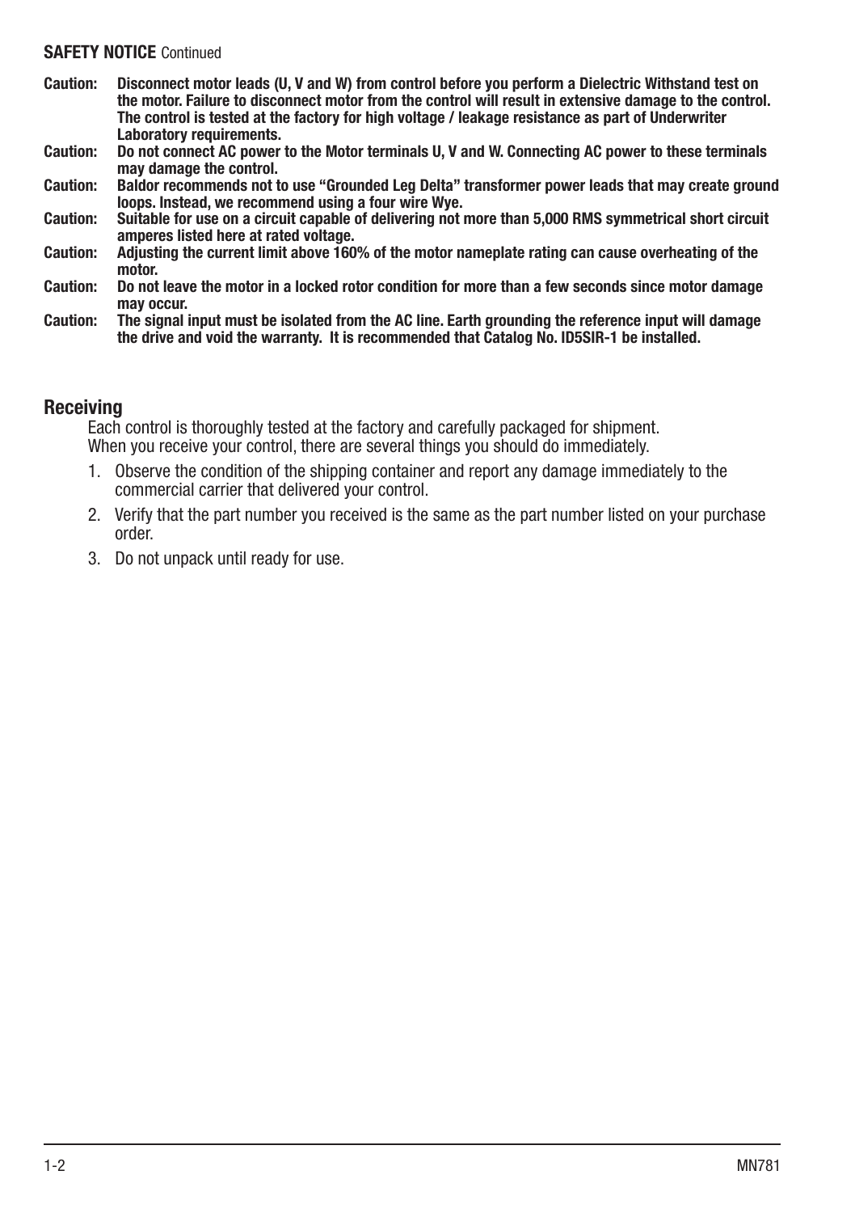**SAFETY NOTICE** Continued

**Caution: Disconnect motor leads (U, V and W) from control before you perform a Dielectric Withstand test on the motor. Failure to disconnect motor from the control will result in extensive damage to the control. The control is tested at the factory for high voltage / leakage resistance as part of Underwriter Laboratory requirements.**

**Caution: Do not connect AC power to the Motor terminals U, V and W. Connecting AC power to these terminals may damage the control.**

**Caution: Baldor recommends not to use "Grounded Leg Delta" transformer power leads that may create ground loops. Instead, we recommend using a four wire Wye.**

**Caution: Suitable for use on a circuit capable of delivering not more than 5,000 RMS symmetrical short circuit amperes listed here at rated voltage.**

**Caution: Adjusting the current limit above 160% of the motor nameplate rating can cause overheating of the motor.**

**Caution: Do not leave the motor in a locked rotor condition for more than a few seconds since motor damage may occur.**

**Caution: The signal input must be isolated from the AC line. Earth grounding the reference input will damage the drive and void the warranty. It is recommended that Catalog No. ID5SIR-1 be installed.**

## Receiving

Each control is thoroughly tested at the factory and carefully packaged for shipment. When you receive your control, there are several things you should do immediately.

1. Observe the condition of the shipping container and report any damage immediately to the commercial carrier that delivered your control.
2. Verify that the part number you received is the same as the part number listed on your purchase order.
3. Do not unpack until ready for use.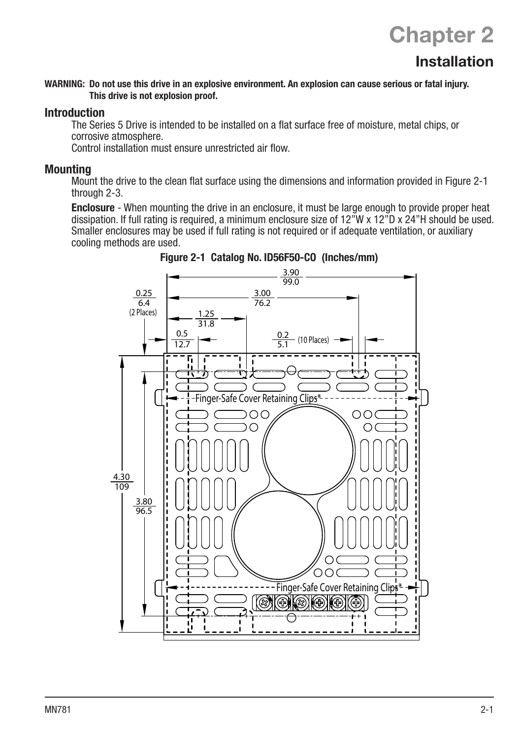# Chapter 2

## Installation

**WARNING: Do not use this drive in an explosive environment. An explosion can cause serious or fatal injury. This drive is not explosion proof.**

### Introduction

The Series 5 Drive is intended to be installed on a flat surface free of moisture, metal chips, or corrosive atmosphere.

Control installation must ensure unrestricted air flow.

### Mounting

Mount the drive to the clean flat surface using the dimensions and information provided in Figure 2-1 through 2-3.

**Enclosure** - When mounting the drive in an enclosure, it must be large enough to provide proper heat dissipation. If full rating is required, a minimum enclosure size of 12"W x 12"D x 24"H should be used. Smaller enclosures may be used if full rating is not required or if adequate ventilation, or auxiliary cooling methods are used.

**Figure 2-1 Catalog No. ID56F50-CO (Inches/mm)**

3.90/99.0
0.25/6.4 (2 Places)
3.00/76.2
1.25/31.8
0.5/12.7
0.2/5.1 (10 Places)
4.30/109
3.80/96.5
Finger-Safe Cover Retaining Clips*
Finger-Safe Cover Retaining Clips*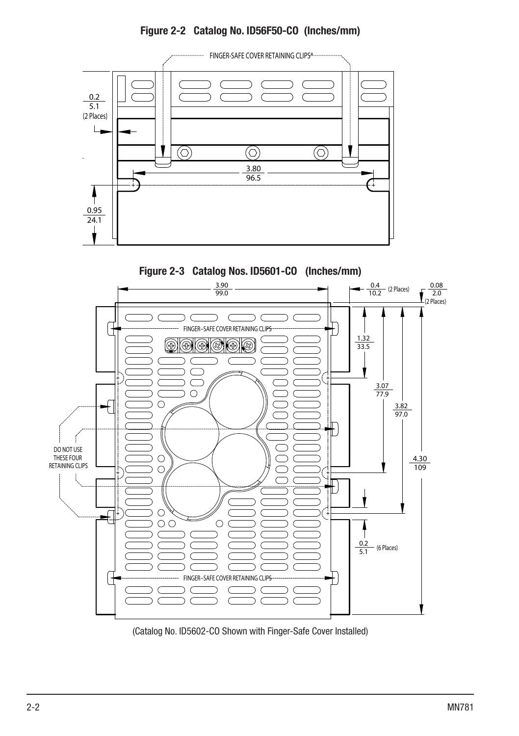**Figure 2-2 Catalog No. ID56F50-CO (Inches/mm)**

FINGER-SAFE COVER RETAINING CLIPS*

0.2
5.1
(2 Places)

3.80
96.5

0.95
24.1

**Figure 2-3 Catalog Nos. ID5601-CO (Inches/mm)**

3.90
99.0

0.4
10.2
(2 Places)

0.08
2.0
(2 Places)

FINGER–SAFE COVER RETAINING CLIPS

1.32
33.5

3.07
77.9

3.82
97.0

DO NOT USE THESE FOUR RETAINING CLIPS

4.30
109

0.2
5.1
(6 Places)

FINGER–SAFE COVER RETAINING CLIPS

(Catalog No. ID5602-CO Shown with Finger-Safe Cover Installed)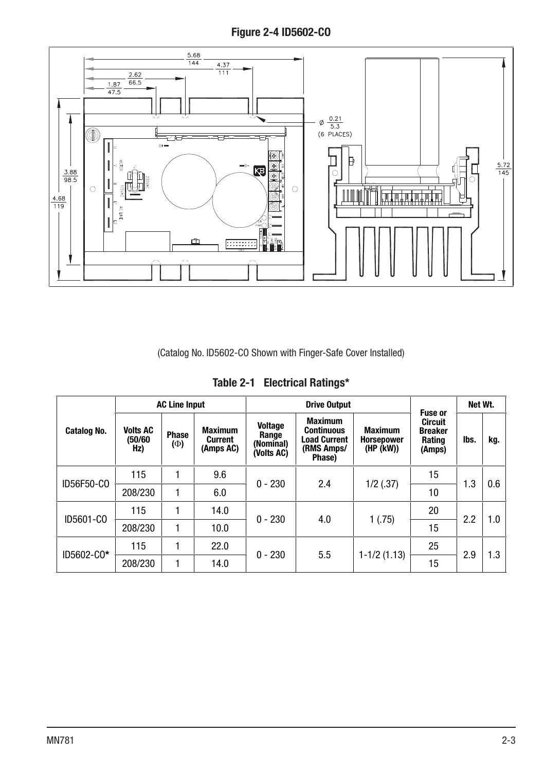**Figure 2-4 ID5602-CO**

(Catalog No. ID5602-CO Shown with Finger-Safe Cover Installed)

**Table 2-1 Electrical Ratings***

| Catalog No. | AC Line Input | | | Drive Output | | | Fuse or Circuit Breaker Rating (Amps) | Net Wt. | |
|---|---|---|---|---|---|---|---|---|---|
| | Volts AC (50/60 Hz) | Phase (Φ) | Maximum Current (Amps AC) | Voltage Range (Nominal) (Volts AC) | Maximum Continuous Load Current (RMS Amps/ Phase) | Maximum Horsepower (HP (kW)) | | lbs. | kg. |
| ID56F50-CO | 115 | 1 | 9.6 | 0 - 230 | 2.4 | 1/2 (.37) | 15 | 1.3 | 0.6 |
| | 208/230 | 1 | 6.0 | | | | 10 | | |
| ID5601-CO | 115 | 1 | 14.0 | 0 - 230 | 4.0 | 1 (.75) | 20 | 2.2 | 1.0 |
| | 208/230 | 1 | 10.0 | | | | 15 | | |
| ID5602-CO* | 115 | 1 | 22.0 | 0 - 230 | 5.5 | 1-1/2 (1.13) | 25 | 2.9 | 1.3 |
| | 208/230 | 1 | 14.0 | | | | 15 | | |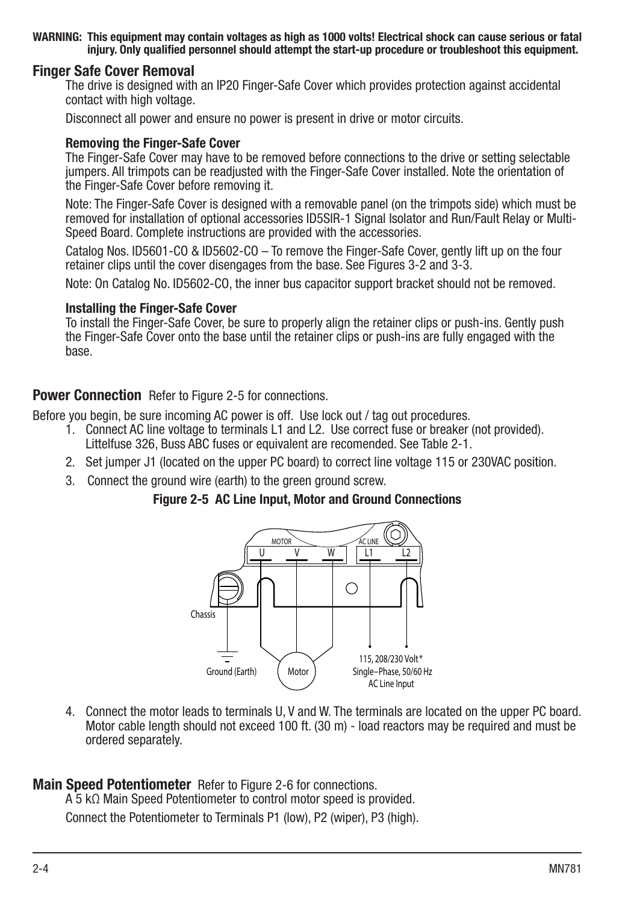**WARNING: This equipment may contain voltages as high as 1000 volts! Electrical shock can cause serious or fatal injury. Only qualified personnel should attempt the start-up procedure or troubleshoot this equipment.**

## Finger Safe Cover Removal

The drive is designed with an IP20 Finger-Safe Cover which provides protection against accidental contact with high voltage.

Disconnect all power and ensure no power is present in drive or motor circuits.

### Removing the Finger-Safe Cover

The Finger-Safe Cover may have to be removed before connections to the drive or setting selectable jumpers. All trimpots can be readjusted with the Finger-Safe Cover installed. Note the orientation of the Finger-Safe Cover before removing it.

Note: The Finger-Safe Cover is designed with a removable panel (on the trimpots side) which must be removed for installation of optional accessories ID5SIR-1 Signal Isolator and Run/Fault Relay or Multi-Speed Board. Complete instructions are provided with the accessories.

Catalog Nos. ID5601-CO & ID5602-CO – To remove the Finger-Safe Cover, gently lift up on the four retainer clips until the cover disengages from the base. See Figures 3-2 and 3-3.

Note: On Catalog No. ID5602-CO, the inner bus capacitor support bracket should not be removed.

### Installing the Finger-Safe Cover

To install the Finger-Safe Cover, be sure to properly align the retainer clips or push-ins. Gently push the Finger-Safe Cover onto the base until the retainer clips or push-ins are fully engaged with the base.

## Power Connection Refer to Figure 2-5 for connections.

Before you begin, be sure incoming AC power is off. Use lock out / tag out procedures.

1. Connect AC line voltage to terminals L1 and L2. Use correct fuse or breaker (not provided). Littelfuse 326, Buss ABC fuses or equivalent are recomended. See Table 2-1.
2. Set jumper J1 (located on the upper PC board) to correct line voltage 115 or 230VAC position.
3. Connect the ground wire (earth) to the green ground screw.

**Figure 2-5 AC Line Input, Motor and Ground Connections**

MOTOR: U V W — AC LINE: L1 L2

Chassis — Ground (Earth) — Motor — 115, 208/230 Volt* Single–Phase, 50/60 Hz AC Line Input

4. Connect the motor leads to terminals U, V and W. The terminals are located on the upper PC board. Motor cable length should not exceed 100 ft. (30 m) - load reactors may be required and must be ordered separately.

## Main Speed Potentiometer Refer to Figure 2-6 for connections.

A 5 kΩ Main Speed Potentiometer to control motor speed is provided.

Connect the Potentiometer to Terminals P1 (low), P2 (wiper), P3 (high).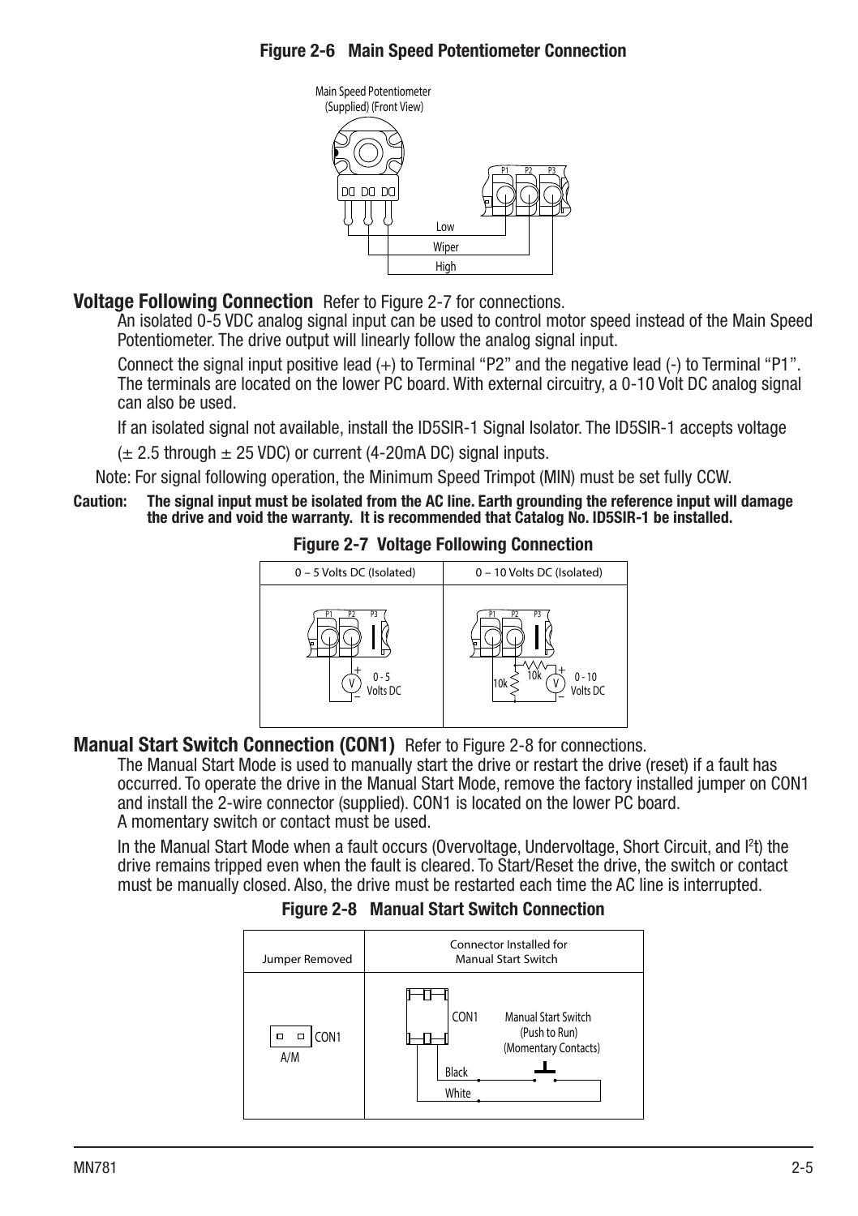**Figure 2-6 Main Speed Potentiometer Connection**

## Voltage Following Connection

Refer to Figure 2-7 for connections.

An isolated 0-5 VDC analog signal input can be used to control motor speed instead of the Main Speed Potentiometer. The drive output will linearly follow the analog signal input.

Connect the signal input positive lead (+) to Terminal "P2" and the negative lead (-) to Terminal "P1". The terminals are located on the lower PC board. With external circuitry, a 0-10 Volt DC analog signal can also be used.

If an isolated signal not available, install the ID5SIR-1 Signal Isolator. The ID5SIR-1 accepts voltage ($\pm$ 2.5 through $\pm$ 25 VDC) or current (4-20mA DC) signal inputs.

Note: For signal following operation, the Minimum Speed Trimpot (MIN) must be set fully CCW.

**Caution: The signal input must be isolated from the AC line. Earth grounding the reference input will damage the drive and void the warranty. It is recommended that Catalog No. ID5SIR-1 be installed.**

**Figure 2-7 Voltage Following Connection**

## Manual Start Switch Connection (CON1)

Refer to Figure 2-8 for connections.

The Manual Start Mode is used to manually start the drive or restart the drive (reset) if a fault has occurred. To operate the drive in the Manual Start Mode, remove the factory installed jumper on CON1 and install the 2-wire connector (supplied). CON1 is located on the lower PC board.
A momentary switch or contact must be used.

In the Manual Start Mode when a fault occurs (Overvoltage, Undervoltage, Short Circuit, and $I^2t$) the drive remains tripped even when the fault is cleared. To Start/Reset the drive, the switch or contact must be manually closed. Also, the drive must be restarted each time the AC line is interrupted.

**Figure 2-8 Manual Start Switch Connection**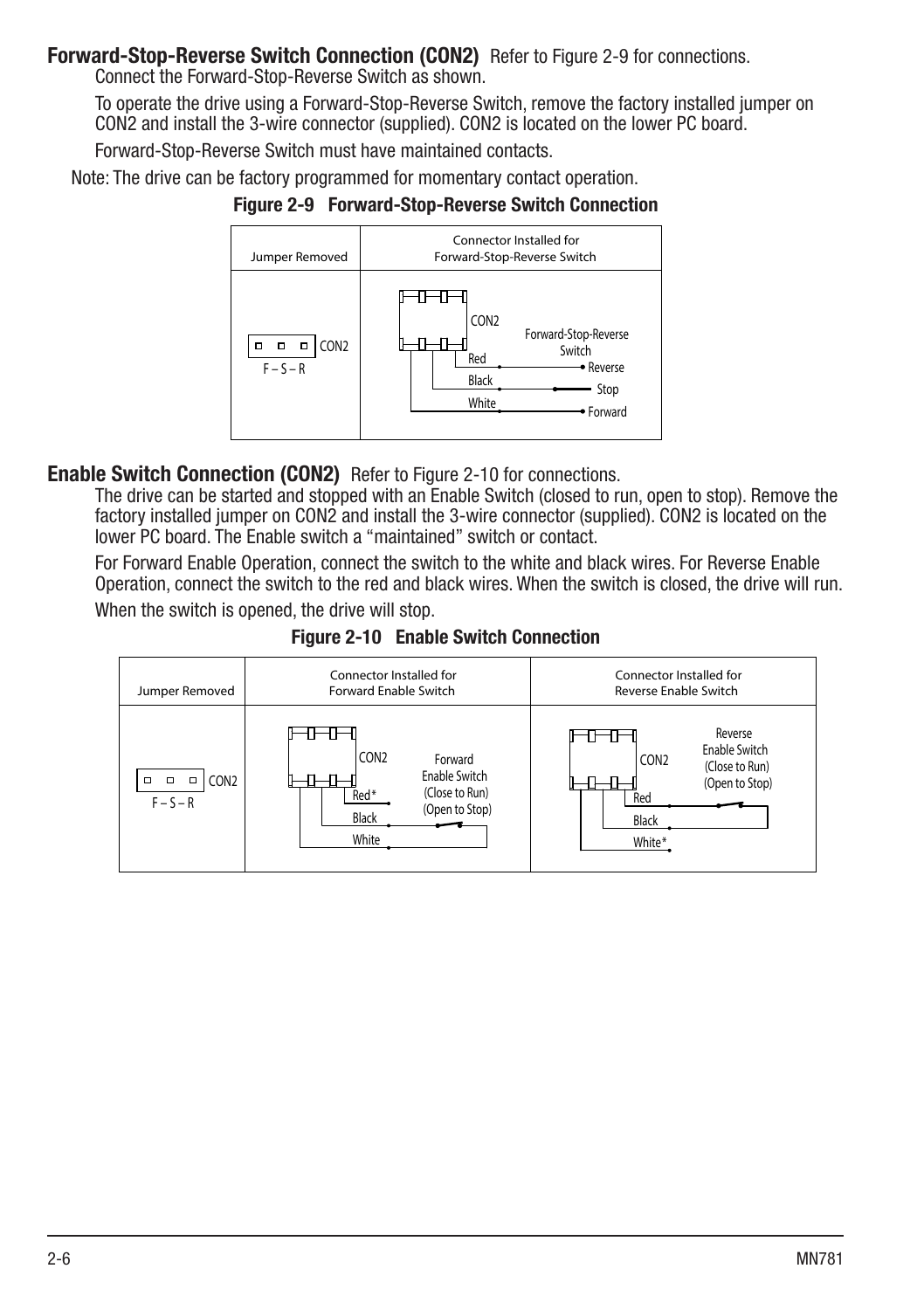**Forward-Stop-Reverse Switch Connection (CON2)** Refer to Figure 2-9 for connections.

Connect the Forward-Stop-Reverse Switch as shown.

To operate the drive using a Forward-Stop-Reverse Switch, remove the factory installed jumper on CON2 and install the 3-wire connector (supplied). CON2 is located on the lower PC board.

Forward-Stop-Reverse Switch must have maintained contacts.

Note: The drive can be factory programmed for momentary contact operation.

**Figure 2-9 Forward-Stop-Reverse Switch Connection**

| Jumper Removed | Connector Installed for Forward-Stop-Reverse Switch |
|---|---|
| CON2<br>F – S – R | CON2<br>Forward-Stop-Reverse Switch<br>Red — Reverse<br>Black — Stop<br>White — Forward |

**Enable Switch Connection (CON2)** Refer to Figure 2-10 for connections.

The drive can be started and stopped with an Enable Switch (closed to run, open to stop). Remove the factory installed jumper on CON2 and install the 3-wire connector (supplied). CON2 is located on the lower PC board. The Enable switch a "maintained" switch or contact.

For Forward Enable Operation, connect the switch to the white and black wires. For Reverse Enable Operation, connect the switch to the red and black wires. When the switch is closed, the drive will run. When the switch is opened, the drive will stop.

**Figure 2-10 Enable Switch Connection**

| Jumper Removed | Connector Installed for Forward Enable Switch | Connector Installed for Reverse Enable Switch |
|---|---|---|
| CON2<br>F – S – R | CON2<br>Red*<br>Black<br>White<br>Forward Enable Switch (Close to Run) (Open to Stop) | CON2<br>Red<br>Black<br>White*<br>Reverse Enable Switch (Close to Run) (Open to Stop) |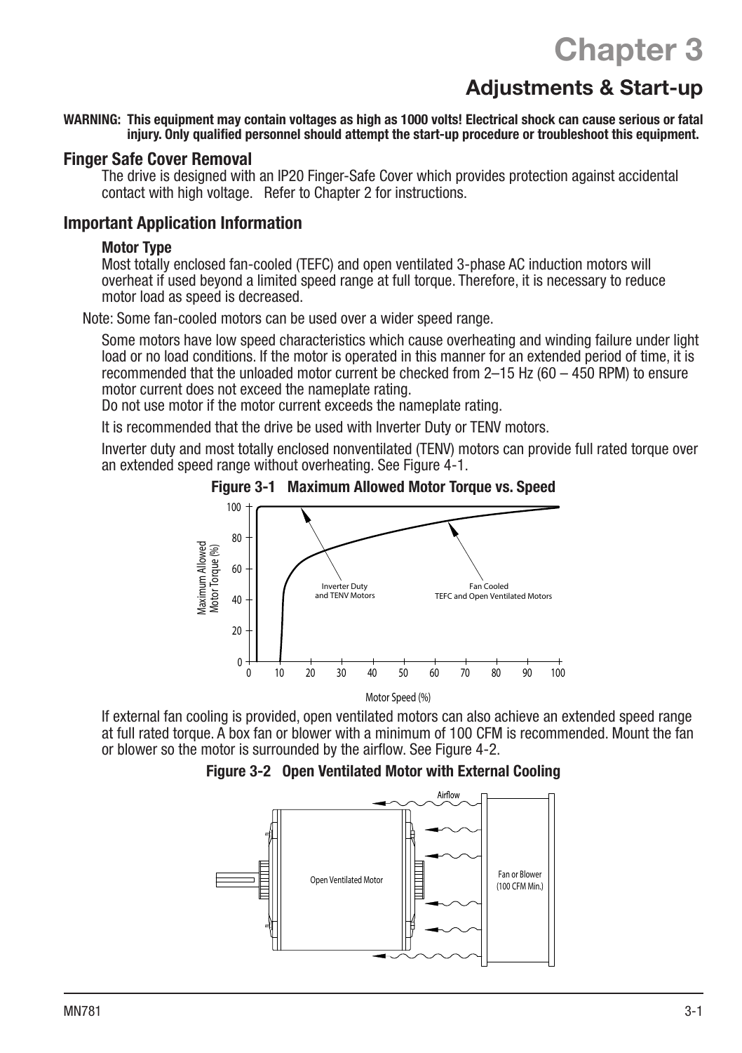# Chapter 3

## Adjustments & Start-up

**WARNING: This equipment may contain voltages as high as 1000 volts! Electrical shock can cause serious or fatal injury. Only qualified personnel should attempt the start-up procedure or troubleshoot this equipment.**

### Finger Safe Cover Removal

The drive is designed with an IP20 Finger-Safe Cover which provides protection against accidental contact with high voltage. Refer to Chapter 2 for instructions.

### Important Application Information

#### Motor Type

Most totally enclosed fan-cooled (TEFC) and open ventilated 3-phase AC induction motors will overheat if used beyond a limited speed range at full torque. Therefore, it is necessary to reduce motor load as speed is decreased.

Note: Some fan-cooled motors can be used over a wider speed range.

Some motors have low speed characteristics which cause overheating and winding failure under light load or no load conditions. If the motor is operated in this manner for an extended period of time, it is recommended that the unloaded motor current be checked from 2–15 Hz (60 – 450 RPM) to ensure motor current does not exceed the nameplate rating.

Do not use motor if the motor current exceeds the nameplate rating.

It is recommended that the drive be used with Inverter Duty or TENV motors.

Inverter duty and most totally enclosed nonventilated (TENV) motors can provide full rated torque over an extended speed range without overheating. See Figure 4-1.

**Figure 3-1 Maximum Allowed Motor Torque vs. Speed**

If external fan cooling is provided, open ventilated motors can also achieve an extended speed range at full rated torque. A box fan or blower with a minimum of 100 CFM is recommended. Mount the fan or blower so the motor is surrounded by the airflow. See Figure 4-2.

**Figure 3-2 Open Ventilated Motor with External Cooling**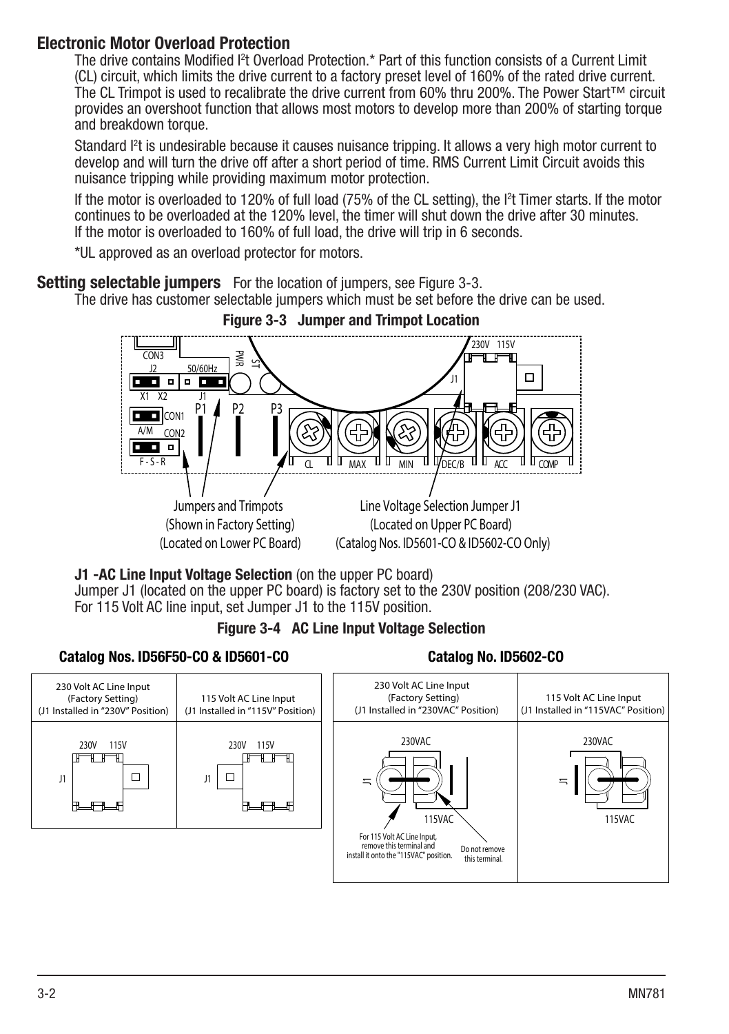## Electronic Motor Overload Protection

The drive contains Modified $I^2t$ Overload Protection.* Part of this function consists of a Current Limit (CL) circuit, which limits the drive current to a factory preset level of 160% of the rated drive current. The CL Trimpot is used to recalibrate the drive current from 60% thru 200%. The Power Start™ circuit provides an overshoot function that allows most motors to develop more than 200% of starting torque and breakdown torque.

Standard $I^2t$ is undesirable because it causes nuisance tripping. It allows a very high motor current to develop and will turn the drive off after a short period of time. RMS Current Limit Circuit avoids this nuisance tripping while providing maximum motor protection.

If the motor is overloaded to 120% of full load (75% of the CL setting), the $I^2t$ Timer starts. If the motor continues to be overloaded at the 120% level, the timer will shut down the drive after 30 minutes. If the motor is overloaded to 160% of full load, the drive will trip in 6 seconds.

*UL approved as an overload protector for motors.

## Setting selectable jumpers

For the location of jumpers, see Figure 3-3.

The drive has customer selectable jumpers which must be set before the drive can be used.

**Figure 3-3 Jumper and Trimpot Location**

Jumpers and Trimpots (Shown in Factory Setting) (Located on Lower PC Board)

Line Voltage Selection Jumper J1 (Located on Upper PC Board) (Catalog Nos. ID5601-CO & ID5602-CO Only)

**J1 -AC Line Input Voltage Selection** (on the upper PC board)

Jumper J1 (located on the upper PC board) is factory set to the 230V position (208/230 VAC). For 115 Volt AC line input, set Jumper J1 to the 115V position.

**Figure 3-4 AC Line Input Voltage Selection**

**Catalog Nos. ID56F50-CO & ID5601-CO**

| 230 Volt AC Line Input (Factory Setting) (J1 Installed in "230V" Position) | 115 Volt AC Line Input (J1 Installed in "115V" Position) |
|---|---|

**Catalog No. ID5602-CO**

| 230 Volt AC Line Input (Factory Setting) (J1 Installed in "230VAC" Position) | 115 Volt AC Line Input (J1 Installed in "115VAC" Position) |
|---|---|
| For 115 Volt AC Line Input, remove this terminal and install it onto the "115VAC" position. Do not remove this terminal. | |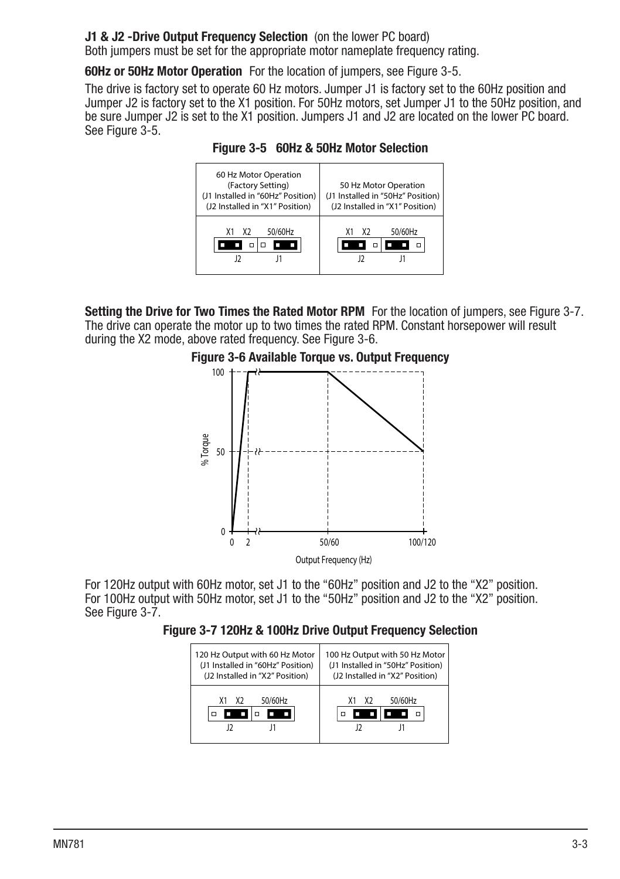**J1 & J2 -Drive Output Frequency Selection** (on the lower PC board)
Both jumpers must be set for the appropriate motor nameplate frequency rating.

**60Hz or 50Hz Motor Operation** For the location of jumpers, see Figure 3-5.

The drive is factory set to operate 60 Hz motors. Jumper J1 is factory set to the 60Hz position and Jumper J2 is factory set to the X1 position. For 50Hz motors, set Jumper J1 to the 50Hz position, and be sure Jumper J2 is set to the X1 position. Jumpers J1 and J2 are located on the lower PC board. See Figure 3-5.

**Figure 3-5 60Hz & 50Hz Motor Selection**

| 60 Hz Motor Operation (Factory Setting) (J1 Installed in "60Hz" Position) (J2 Installed in "X1" Position) | 50 Hz Motor Operation (J1 Installed in "50Hz" Position) (J2 Installed in "X1" Position) |
|---|---|
| X1 X2 50/60Hz<br>J2 J1 | X1 X2 50/60Hz<br>J2 J1 |

**Setting the Drive for Two Times the Rated Motor RPM** For the location of jumpers, see Figure 3-7. The drive can operate the motor up to two times the rated RPM. Constant horsepower will result during the X2 mode, above rated frequency. See Figure 3-6.

**Figure 3-6 Available Torque vs. Output Frequency**

% Torque: 0, 50, 100

Output Frequency (Hz): 0, 2, 50/60, 100/120

For 120Hz output with 60Hz motor, set J1 to the "60Hz" position and J2 to the "X2" position.
For 100Hz output with 50Hz motor, set J1 to the "50Hz" position and J2 to the "X2" position.
See Figure 3-7.

**Figure 3-7 120Hz & 100Hz Drive Output Frequency Selection**

| 120 Hz Output with 60 Hz Motor (J1 Installed in "60Hz" Position) (J2 Installed in "X2" Position) | 100 Hz Output with 50 Hz Motor (J1 Installed in "50Hz" Position) (J2 Installed in "X2" Position) |
|---|---|
| X1 X2 50/60Hz<br>J2 J1 | X1 X2 50/60Hz<br>J2 J1 |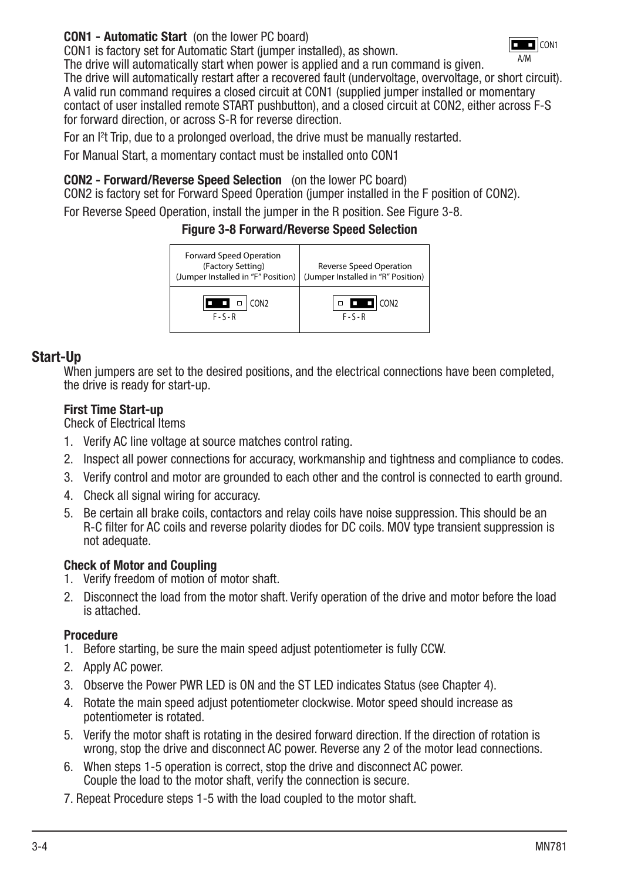**CON1 - Automatic Start** (on the lower PC board)

CON1 is factory set for Automatic Start (jumper installed), as shown.

The drive will automatically start when power is applied and a run command is given.

The drive will automatically restart after a recovered fault (undervoltage, overvoltage, or short circuit). A valid run command requires a closed circuit at CON1 (supplied jumper installed or momentary contact of user installed remote START pushbutton), and a closed circuit at CON2, either across F-S for forward direction, or across S-R for reverse direction.

CON1
A/M

For an $I^2t$ Trip, due to a prolonged overload, the drive must be manually restarted.

For Manual Start, a momentary contact must be installed onto CON1

**CON2 - Forward/Reverse Speed Selection** (on the lower PC board)

CON2 is factory set for Forward Speed Operation (jumper installed in the F position of CON2).

For Reverse Speed Operation, install the jumper in the R position. See Figure 3-8.

**Figure 3-8 Forward/Reverse Speed Selection**

| Forward Speed Operation (Factory Setting) (Jumper Installed in "F" Position) | Reverse Speed Operation (Jumper Installed in "R" Position) |
|---|---|
| CON2 F - S - R | CON2 F - S - R |

## Start-Up

When jumpers are set to the desired positions, and the electrical connections have been completed, the drive is ready for start-up.

### First Time Start-up

Check of Electrical Items

1. Verify AC line voltage at source matches control rating.
2. Inspect all power connections for accuracy, workmanship and tightness and compliance to codes.
3. Verify control and motor are grounded to each other and the control is connected to earth ground.
4. Check all signal wiring for accuracy.
5. Be certain all brake coils, contactors and relay coils have noise suppression. This should be an R-C filter for AC coils and reverse polarity diodes for DC coils. MOV type transient suppression is not adequate.

**Check of Motor and Coupling**

1. Verify freedom of motion of motor shaft.
2. Disconnect the load from the motor shaft. Verify operation of the drive and motor before the load is attached.

**Procedure**

1. Before starting, be sure the main speed adjust potentiometer is fully CCW.
2. Apply AC power.
3. Observe the Power PWR LED is ON and the ST LED indicates Status (see Chapter 4).
4. Rotate the main speed adjust potentiometer clockwise. Motor speed should increase as potentiometer is rotated.
5. Verify the motor shaft is rotating in the desired forward direction. If the direction of rotation is wrong, stop the drive and disconnect AC power. Reverse any 2 of the motor lead connections.
6. When steps 1-5 operation is correct, stop the drive and disconnect AC power. Couple the load to the motor shaft, verify the connection is secure.
7. Repeat Procedure steps 1-5 with the load coupled to the motor shaft.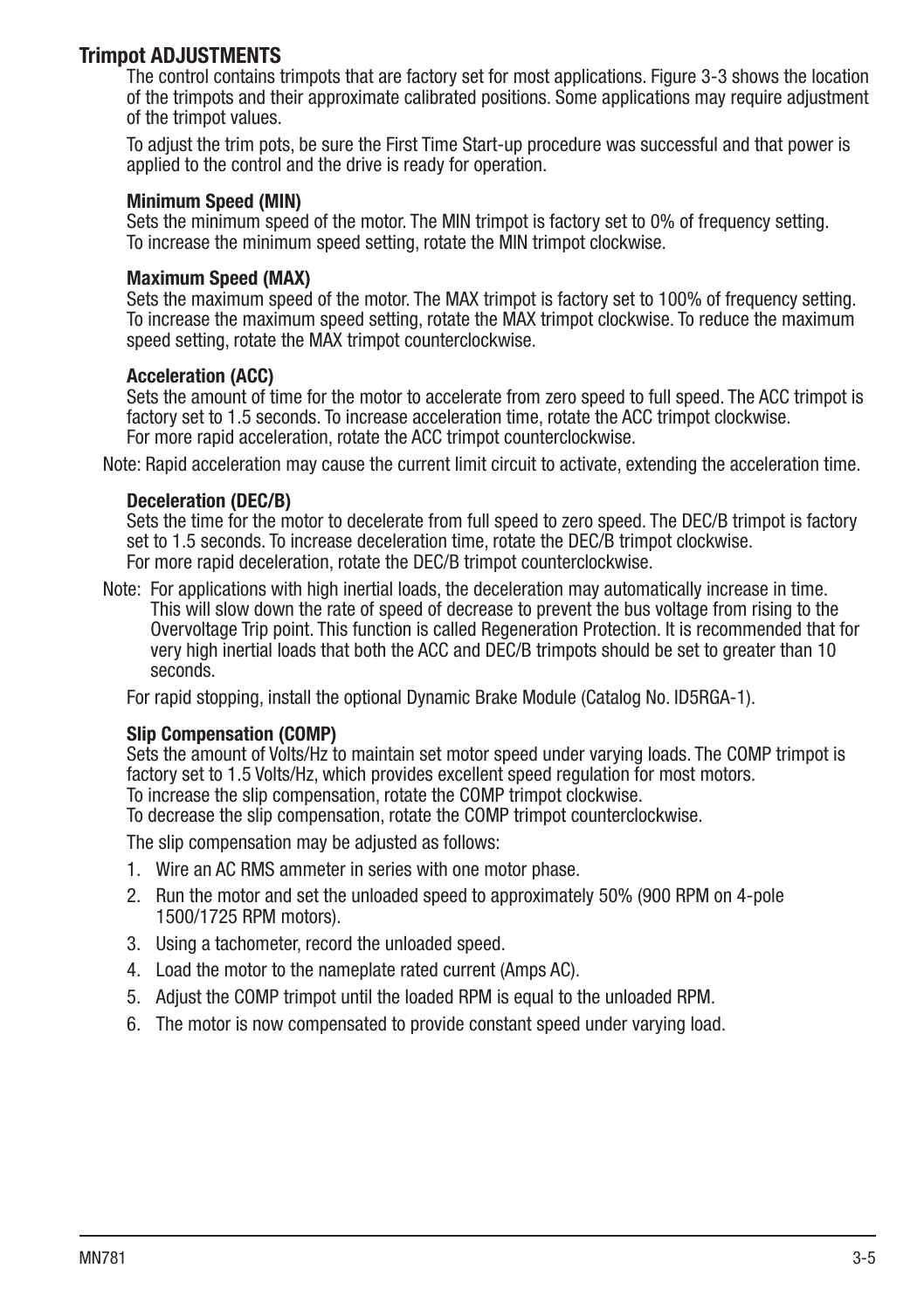### Trimpot ADJUSTMENTS

The control contains trimpots that are factory set for most applications. Figure 3-3 shows the location of the trimpots and their approximate calibrated positions. Some applications may require adjustment of the trimpot values.

To adjust the trim pots, be sure the First Time Start-up procedure was successful and that power is applied to the control and the drive is ready for operation.

#### Minimum Speed (MIN)

Sets the minimum speed of the motor. The MIN trimpot is factory set to 0% of frequency setting. To increase the minimum speed setting, rotate the MIN trimpot clockwise.

#### Maximum Speed (MAX)

Sets the maximum speed of the motor. The MAX trimpot is factory set to 100% of frequency setting. To increase the maximum speed setting, rotate the MAX trimpot clockwise. To reduce the maximum speed setting, rotate the MAX trimpot counterclockwise.

#### Acceleration (ACC)

Sets the amount of time for the motor to accelerate from zero speed to full speed. The ACC trimpot is factory set to 1.5 seconds. To increase acceleration time, rotate the ACC trimpot clockwise. For more rapid acceleration, rotate the ACC trimpot counterclockwise.

Note: Rapid acceleration may cause the current limit circuit to activate, extending the acceleration time.

#### Deceleration (DEC/B)

Sets the time for the motor to decelerate from full speed to zero speed. The DEC/B trimpot is factory set to 1.5 seconds. To increase deceleration time, rotate the DEC/B trimpot clockwise. For more rapid deceleration, rotate the DEC/B trimpot counterclockwise.

Note: For applications with high inertial loads, the deceleration may automatically increase in time. This will slow down the rate of speed of decrease to prevent the bus voltage from rising to the Overvoltage Trip point. This function is called Regeneration Protection. It is recommended that for very high inertial loads that both the ACC and DEC/B trimpots should be set to greater than 10 seconds.

For rapid stopping, install the optional Dynamic Brake Module (Catalog No. ID5RGA-1).

#### Slip Compensation (COMP)

Sets the amount of Volts/Hz to maintain set motor speed under varying loads. The COMP trimpot is factory set to 1.5 Volts/Hz, which provides excellent speed regulation for most motors. To increase the slip compensation, rotate the COMP trimpot clockwise. To decrease the slip compensation, rotate the COMP trimpot counterclockwise.

The slip compensation may be adjusted as follows:

1. Wire an AC RMS ammeter in series with one motor phase.
2. Run the motor and set the unloaded speed to approximately 50% (900 RPM on 4-pole 1500/1725 RPM motors).
3. Using a tachometer, record the unloaded speed.
4. Load the motor to the nameplate rated current (Amps AC).
5. Adjust the COMP trimpot until the loaded RPM is equal to the unloaded RPM.
6. The motor is now compensated to provide constant speed under varying load.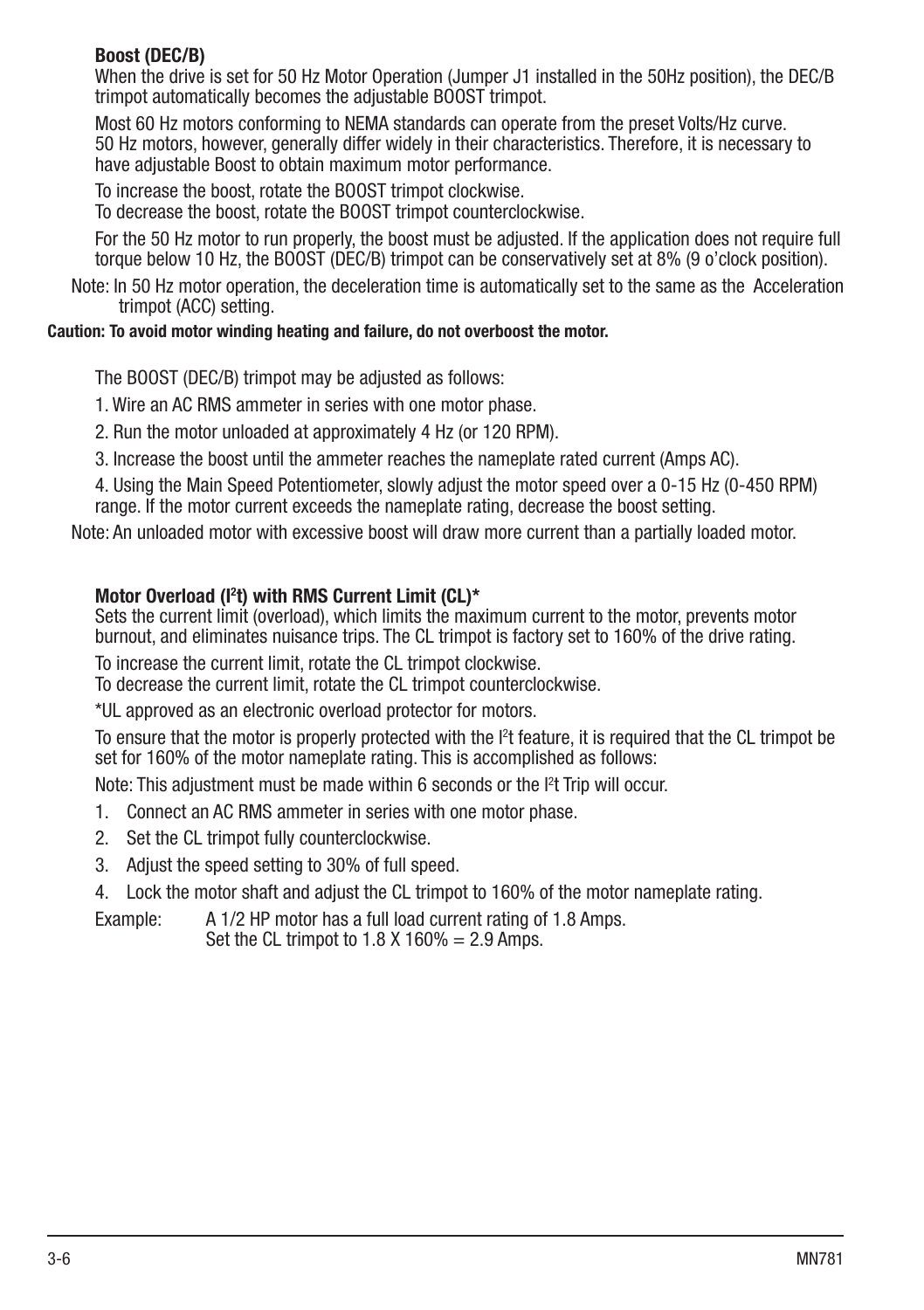### Boost (DEC/B)

When the drive is set for 50 Hz Motor Operation (Jumper J1 installed in the 50Hz position), the DEC/B trimpot automatically becomes the adjustable BOOST trimpot.

Most 60 Hz motors conforming to NEMA standards can operate from the preset Volts/Hz curve. 50 Hz motors, however, generally differ widely in their characteristics. Therefore, it is necessary to have adjustable Boost to obtain maximum motor performance.

To increase the boost, rotate the BOOST trimpot clockwise.
To decrease the boost, rotate the BOOST trimpot counterclockwise.

For the 50 Hz motor to run properly, the boost must be adjusted. If the application does not require full torque below 10 Hz, the BOOST (DEC/B) trimpot can be conservatively set at 8% (9 o'clock position).

Note: In 50 Hz motor operation, the deceleration time is automatically set to the same as the Acceleration trimpot (ACC) setting.

**Caution: To avoid motor winding heating and failure, do not overboost the motor.**

The BOOST (DEC/B) trimpot may be adjusted as follows:

1. Wire an AC RMS ammeter in series with one motor phase.
2. Run the motor unloaded at approximately 4 Hz (or 120 RPM).
3. Increase the boost until the ammeter reaches the nameplate rated current (Amps AC).
4. Using the Main Speed Potentiometer, slowly adjust the motor speed over a 0-15 Hz (0-450 RPM) range. If the motor current exceeds the nameplate rating, decrease the boost setting.

Note: An unloaded motor with excessive boost will draw more current than a partially loaded motor.

### Motor Overload ($I^2t$) with RMS Current Limit (CL)*

Sets the current limit (overload), which limits the maximum current to the motor, prevents motor burnout, and eliminates nuisance trips. The CL trimpot is factory set to 160% of the drive rating.

To increase the current limit, rotate the CL trimpot clockwise.
To decrease the current limit, rotate the CL trimpot counterclockwise.

*UL approved as an electronic overload protector for motors.

To ensure that the motor is properly protected with the $I^2t$ feature, it is required that the CL trimpot be set for 160% of the motor nameplate rating. This is accomplished as follows:

Note: This adjustment must be made within 6 seconds or the $I^2t$ Trip will occur.

1. Connect an AC RMS ammeter in series with one motor phase.
2. Set the CL trimpot fully counterclockwise.
3. Adjust the speed setting to 30% of full speed.
4. Lock the motor shaft and adjust the CL trimpot to 160% of the motor nameplate rating.

Example: A 1/2 HP motor has a full load current rating of 1.8 Amps.
Set the CL trimpot to 1.8 X 160% = 2.9 Amps.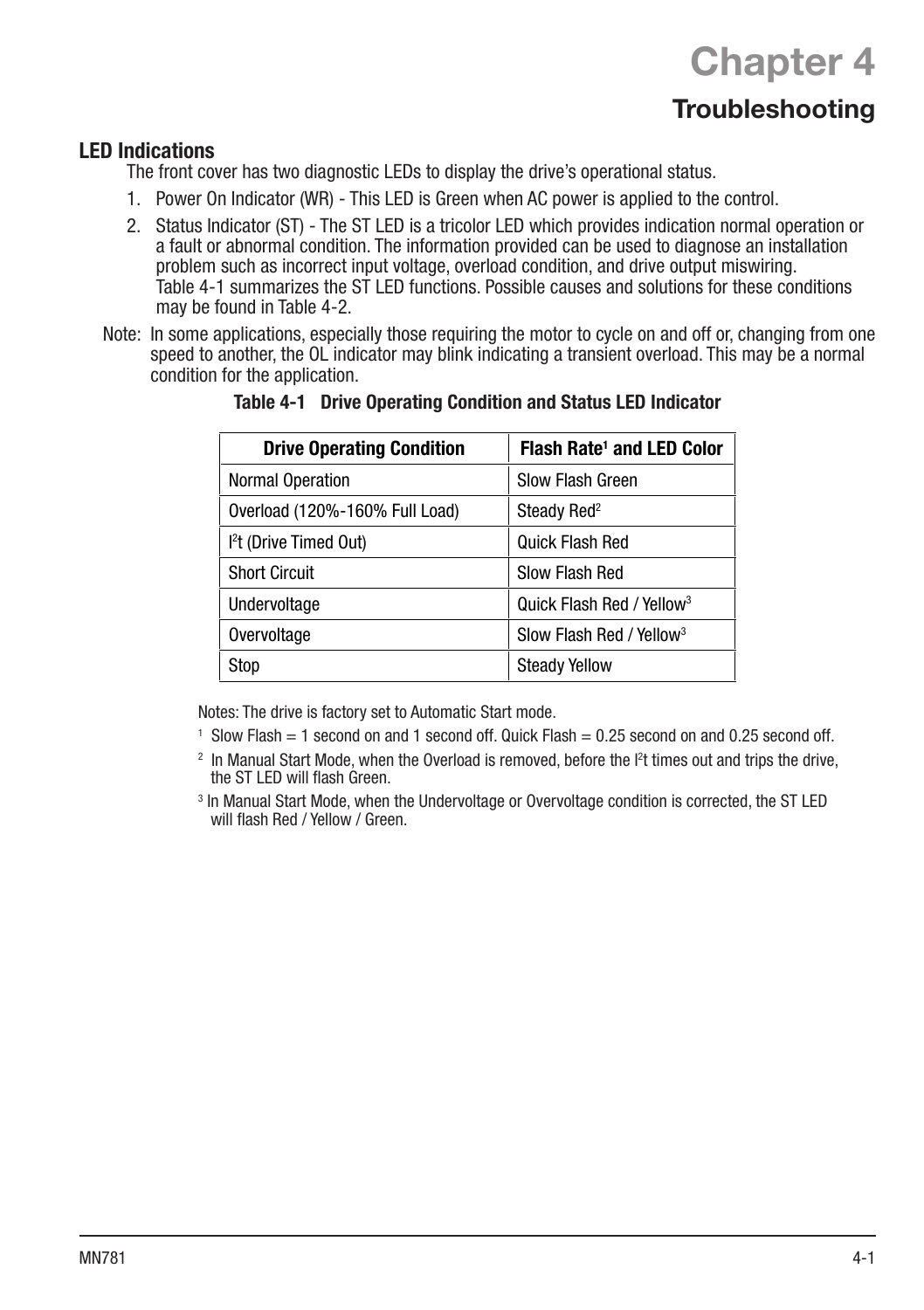# Chapter 4

## Troubleshooting

### LED Indications

The front cover has two diagnostic LEDs to display the drive's operational status.

1. Power On Indicator (WR) - This LED is Green when AC power is applied to the control.
2. Status Indicator (ST) - The ST LED is a tricolor LED which provides indication normal operation or a fault or abnormal condition. The information provided can be used to diagnose an installation problem such as incorrect input voltage, overload condition, and drive output miswiring. Table 4-1 summarizes the ST LED functions. Possible causes and solutions for these conditions may be found in Table 4-2.

Note: In some applications, especially those requiring the motor to cycle on and off or, changing from one speed to another, the OL indicator may blink indicating a transient overload. This may be a normal condition for the application.

**Table 4-1 Drive Operating Condition and Status LED Indicator**

| Drive Operating Condition | Flash Rate[1] and LED Color |
|---|---|
| Normal Operation | Slow Flash Green |
| Overload (120%-160% Full Load) | Steady Red[2] |
| $I^2t$ (Drive Timed Out) | Quick Flash Red |
| Short Circuit | Slow Flash Red |
| Undervoltage | Quick Flash Red / Yellow[3] |
| Overvoltage | Slow Flash Red / Yellow[3] |
| Stop | Steady Yellow |

Notes: The drive is factory set to Automatic Start mode.

[1] Slow Flash = 1 second on and 1 second off. Quick Flash = 0.25 second on and 0.25 second off.

[2] In Manual Start Mode, when the Overload is removed, before the $I^2t$ times out and trips the drive, the ST LED will flash Green.

[3] In Manual Start Mode, when the Undervoltage or Overvoltage condition is corrected, the ST LED will flash Red / Yellow / Green.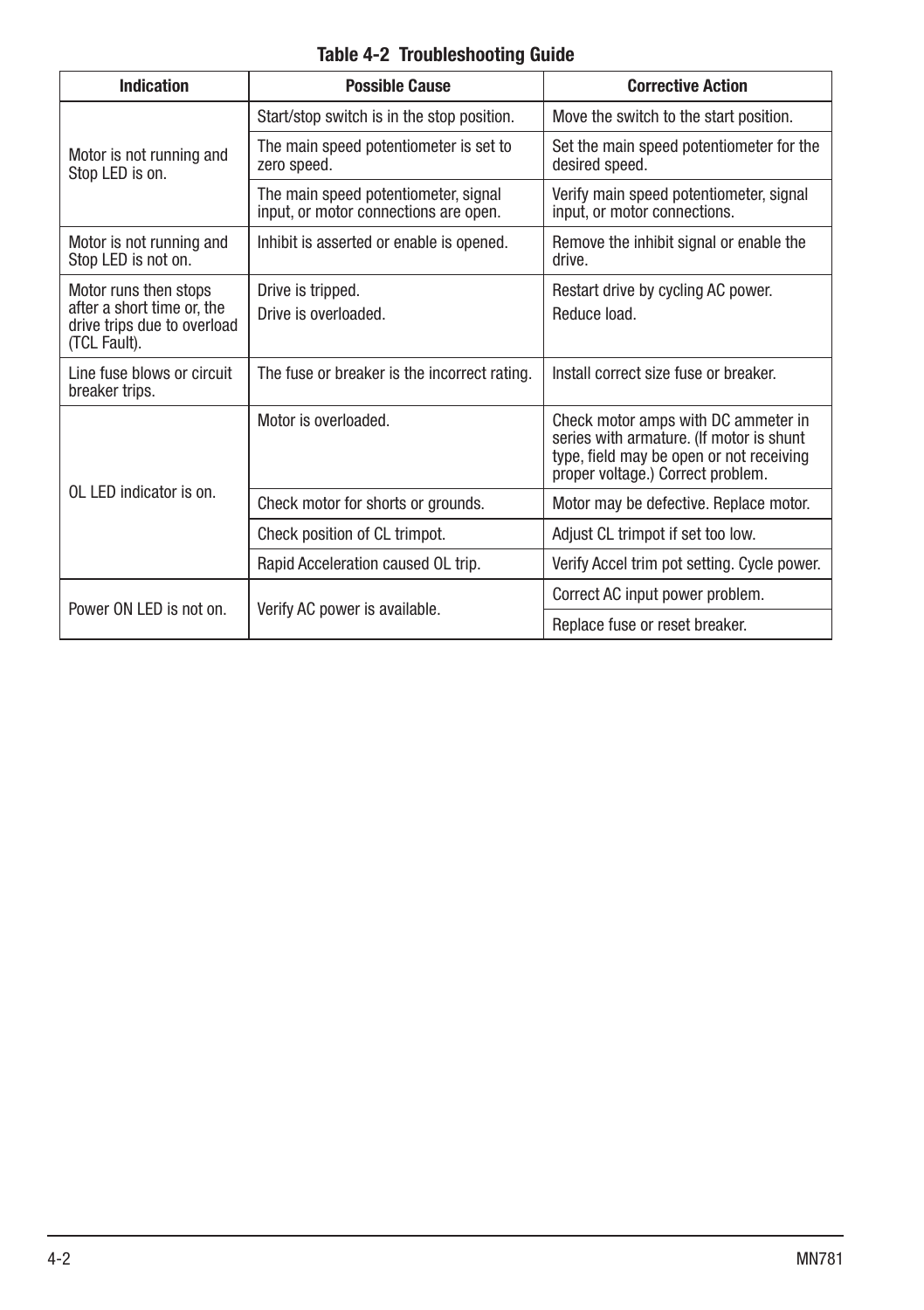**Table 4-2 Troubleshooting Guide**

| Indication | Possible Cause | Corrective Action |
|---|---|---|
| Motor is not running and Stop LED is on. | Start/stop switch is in the stop position. | Move the switch to the start position. |
| | The main speed potentiometer is set to zero speed. | Set the main speed potentiometer for the desired speed. |
| | The main speed potentiometer, signal input, or motor connections are open. | Verify main speed potentiometer, signal input, or motor connections. |
| Motor is not running and Stop LED is not on. | Inhibit is asserted or enable is opened. | Remove the inhibit signal or enable the drive. |
| Motor runs then stops after a short time or, the drive trips due to overload (TCL Fault). | Drive is tripped.<br>Drive is overloaded. | Restart drive by cycling AC power.<br>Reduce load. |
| Line fuse blows or circuit breaker trips. | The fuse or breaker is the incorrect rating. | Install correct size fuse or breaker. |
| OL LED indicator is on. | Motor is overloaded. | Check motor amps with DC ammeter in series with armature. (If motor is shunt type, field may be open or not receiving proper voltage.) Correct problem. |
| | Check motor for shorts or grounds. | Motor may be defective. Replace motor. |
| | Check position of CL trimpot. | Adjust CL trimpot if set too low. |
| | Rapid Acceleration caused OL trip. | Verify Accel trim pot setting. Cycle power. |
| Power ON LED is not on. | Verify AC power is available. | Correct AC input power problem. |
| | | Replace fuse or reset breaker. |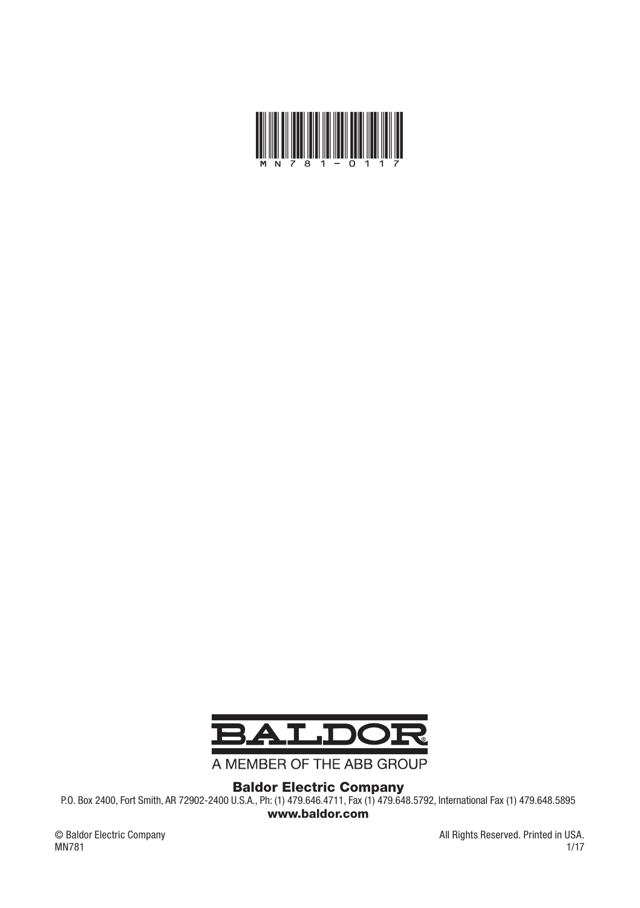MN781-0117

BALDOR®

A MEMBER OF THE ABB GROUP

**Baldor Electric Company**

P.O. Box 2400, Fort Smith, AR 72902-2400 U.S.A., Ph: (1) 479.646.4711, Fax (1) 479.648.5792, International Fax (1) 479.648.5895

**www.baldor.com**

© Baldor Electric Company
MN781

All Rights Reserved. Printed in USA.
1/17